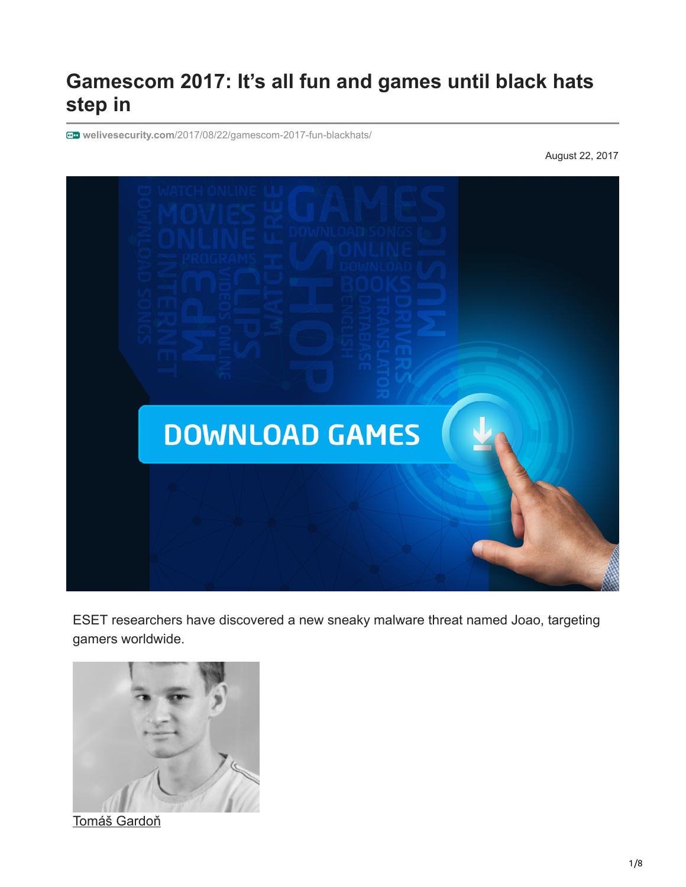# Gamescom 2017: It's all fun and games until black hats step in

welivesecurity.com/2017/08/22/gamescom-2017-fun-blackhats/

August 22, 2017

ESET researchers have discovered a new sneaky malware threat named Joao, targeting gamers worldwide.

Tomáš Gardoň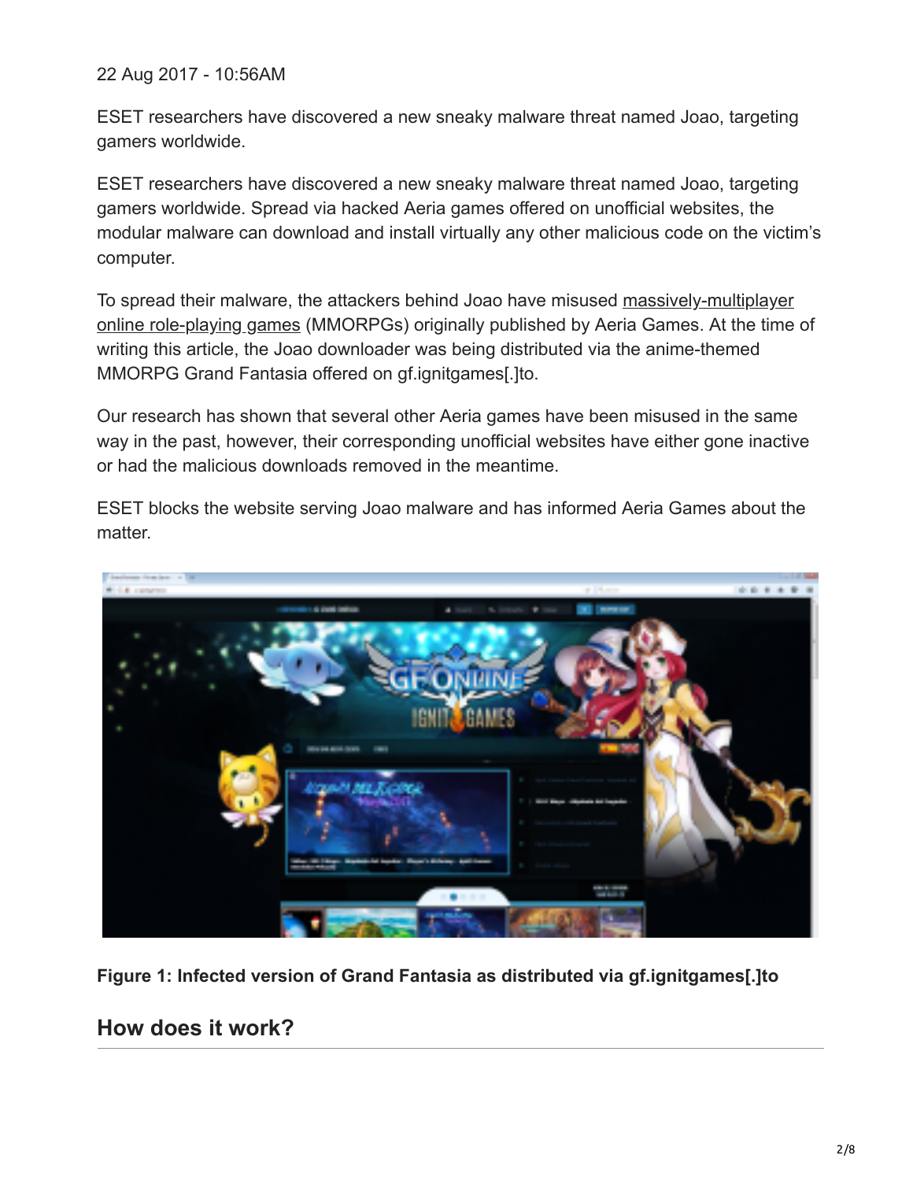22 Aug 2017 - 10:56AM

ESET researchers have discovered a new sneaky malware threat named Joao, targeting gamers worldwide.

ESET researchers have discovered a new sneaky malware threat named Joao, targeting gamers worldwide. Spread via hacked Aeria games offered on unofficial websites, the modular malware can download and install virtually any other malicious code on the victim's computer.

To spread their malware, the attackers behind Joao have misused massively-multiplayer online role-playing games (MMORPGs) originally published by Aeria Games. At the time of writing this article, the Joao downloader was being distributed via the anime-themed MMORPG Grand Fantasia offered on gf.ignitgames[.]to.

Our research has shown that several other Aeria games have been misused in the same way in the past, however, their corresponding unofficial websites have either gone inactive or had the malicious downloads removed in the meantime.

ESET blocks the website serving Joao malware and has informed Aeria Games about the matter.

**Figure 1: Infected version of Grand Fantasia as distributed via gf.ignitgames[.]to**

## How does it work?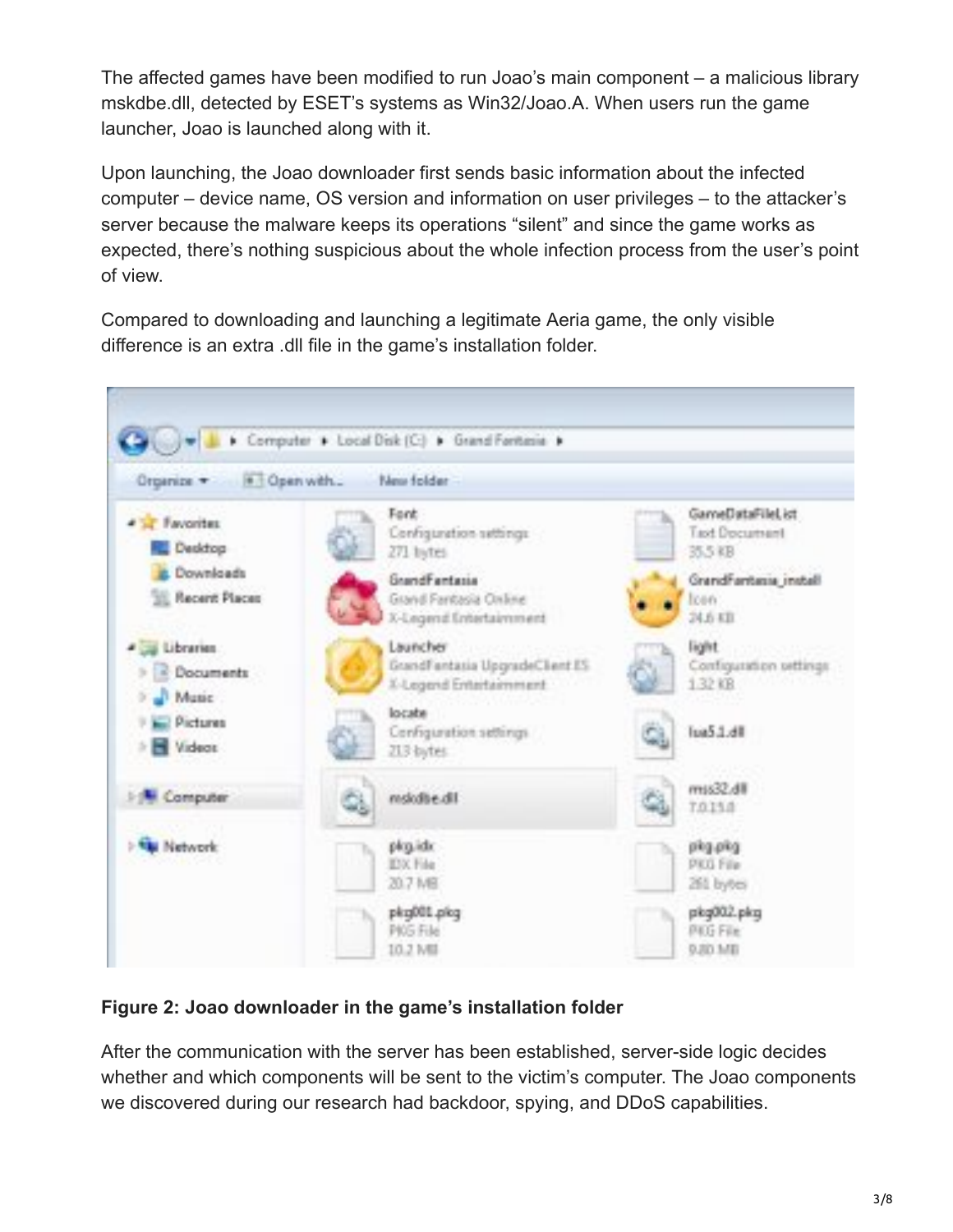The affected games have been modified to run Joao's main component – a malicious library mskdbe.dll, detected by ESET's systems as Win32/Joao.A. When users run the game launcher, Joao is launched along with it.

Upon launching, the Joao downloader first sends basic information about the infected computer – device name, OS version and information on user privileges – to the attacker's server because the malware keeps its operations "silent" and since the game works as expected, there's nothing suspicious about the whole infection process from the user's point of view.

Compared to downloading and launching a legitimate Aeria game, the only visible difference is an extra .dll file in the game's installation folder.

**Figure 2: Joao downloader in the game's installation folder**

After the communication with the server has been established, server-side logic decides whether and which components will be sent to the victim's computer. The Joao components we discovered during our research had backdoor, spying, and DDoS capabilities.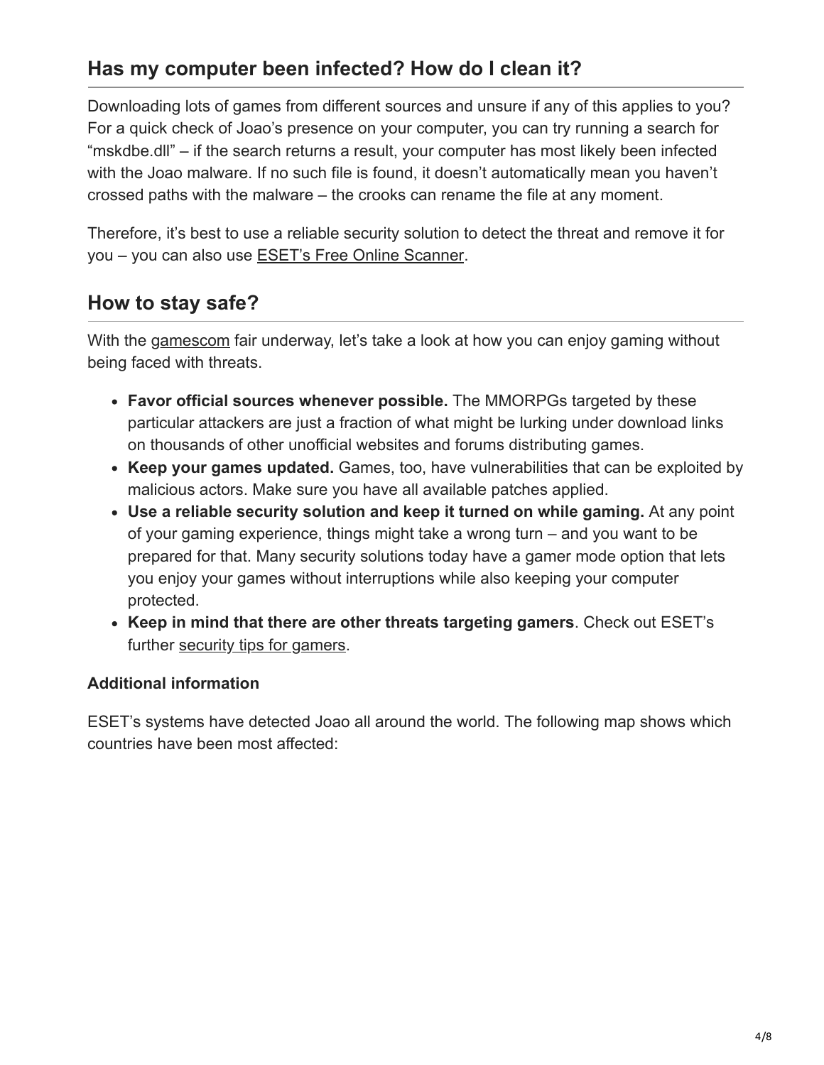## Has my computer been infected? How do I clean it?

Downloading lots of games from different sources and unsure if any of this applies to you? For a quick check of Joao's presence on your computer, you can try running a search for "mskdbe.dll" – if the search returns a result, your computer has most likely been infected with the Joao malware. If no such file is found, it doesn't automatically mean you haven't crossed paths with the malware – the crooks can rename the file at any moment.

Therefore, it's best to use a reliable security solution to detect the threat and remove it for you – you can also use ESET's Free Online Scanner.

## How to stay safe?

With the gamescom fair underway, let's take a look at how you can enjoy gaming without being faced with threats.

- **Favor official sources whenever possible.** The MMORPGs targeted by these particular attackers are just a fraction of what might be lurking under download links on thousands of other unofficial websites and forums distributing games.
- **Keep your games updated.** Games, too, have vulnerabilities that can be exploited by malicious actors. Make sure you have all available patches applied.
- **Use a reliable security solution and keep it turned on while gaming.** At any point of your gaming experience, things might take a wrong turn – and you want to be prepared for that. Many security solutions today have a gamer mode option that lets you enjoy your games without interruptions while also keeping your computer protected.
- **Keep in mind that there are other threats targeting gamers**. Check out ESET's further security tips for gamers.

### Additional information

ESET's systems have detected Joao all around the world. The following map shows which countries have been most affected: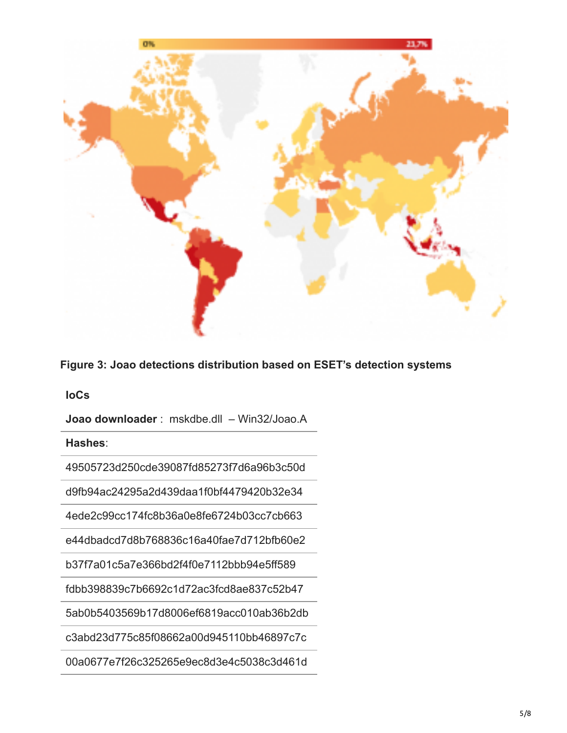**Figure 3: Joao detections distribution based on ESET's detection systems**

**IoCs**

| **Joao downloader** : mskdbe.dll – Win32/Joao.A |
| --- |
| **Hashes**: |
| 49505723d250cde39087fd85273f7d6a96b3c50d |
| d9fb94ac24295a2d439daa1f0bf4479420b32e34 |
| 4ede2c99cc174fc8b36a0e8fe6724b03cc7cb663 |
| e44dbadcd7d8b768836c16a40fae7d712bfb60e2 |
| b37f7a01c5a7e366bd2f4f0e7112bbb94e5ff589 |
| fdbb398839c7b6692c1d72ac3fcd8ae837c52b47 |
| 5ab0b5403569b17d8006ef6819acc010ab36b2db |
| c3abd23d775c85f08662a00d945110bb46897c7c |
| 00a0677e7f26c325265e9ec8d3e4c5038c3d461d |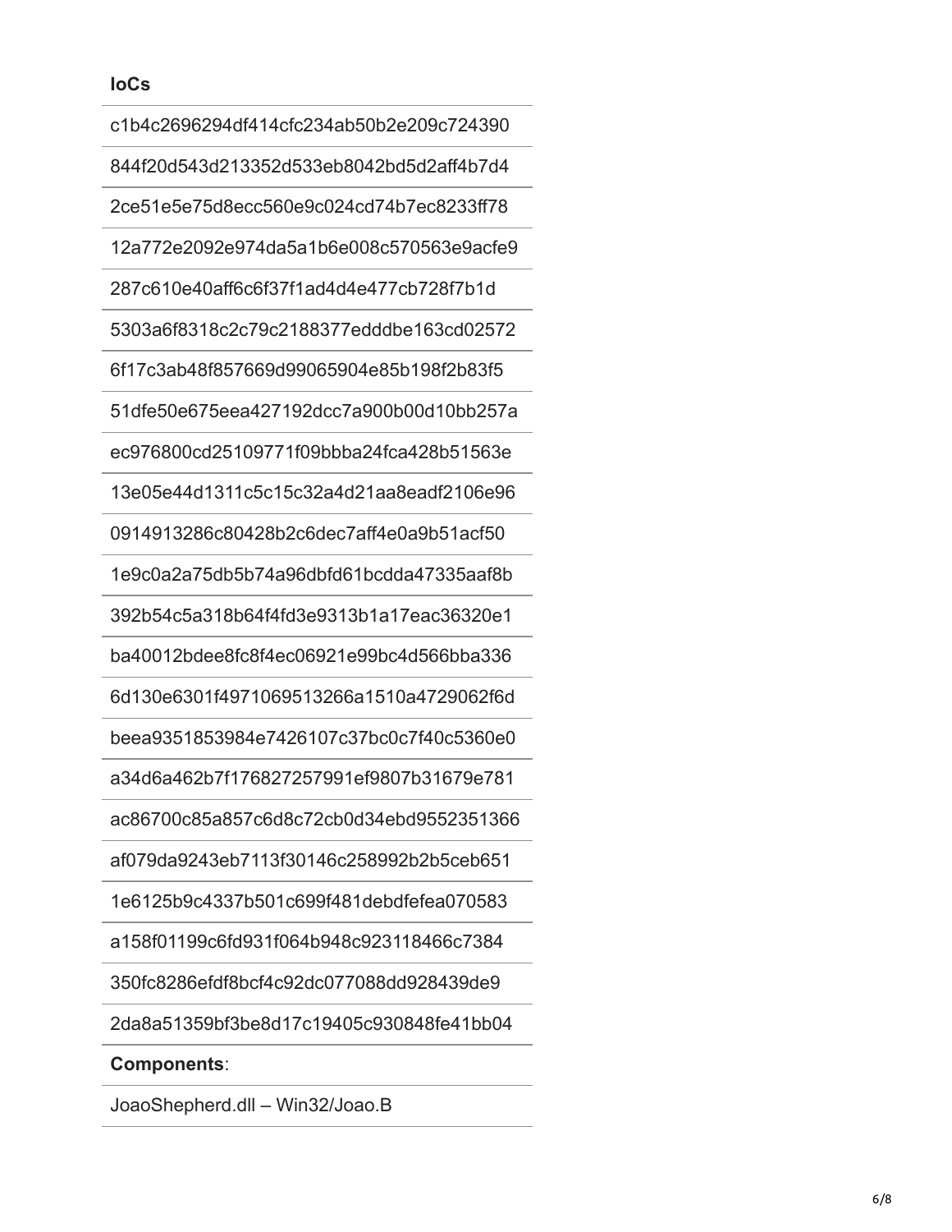**IoCs**

| |
|---|
| c1b4c2696294df414cfc234ab50b2e209c724390 |
| 844f20d543d213352d533eb8042bd5d2aff4b7d4 |
| 2ce51e5e75d8ecc560e9c024cd74b7ec8233ff78 |
| 12a772e2092e974da5a1b6e008c570563e9acfe9 |
| 287c610e40aff6c6f37f1ad4d4e477cb728f7b1d |
| 5303a6f8318c2c79c2188377edddbe163cd02572 |
| 6f17c3ab48f857669d99065904e85b198f2b83f5 |
| 51dfe50e675eea427192dcc7a900b00d10bb257a |
| ec976800cd25109771f09bbba24fca428b51563e |
| 13e05e44d1311c5c15c32a4d21aa8eadf2106e96 |
| 0914913286c80428b2c6dec7aff4e0a9b51acf50 |
| 1e9c0a2a75db5b74a96dbfd61bcdda47335aaf8b |
| 392b54c5a318b64f4fd3e9313b1a17eac36320e1 |
| ba40012bdee8fc8f4ec06921e99bc4d566bba336 |
| 6d130e6301f4971069513266a1510a4729062f6d |
| beea9351853984e7426107c37bc0c7f40c5360e0 |
| a34d6a462b7f176827257991ef9807b31679e781 |
| ac86700c85a857c6d8c72cb0d34ebd9552351366 |
| af079da9243eb7113f30146c258992b2b5ceb651 |
| 1e6125b9c4337b501c699f481debdfefea070583 |
| a158f01199c6fd931f064b948c923118466c7384 |
| 350fc8286efdf8bcf4c92dc077088dd928439de9 |
| 2da8a51359bf3be8d17c19405c930848fe41bb04 |
| **Components**: |
| JoaoShepherd.dll – Win32/Joao.B |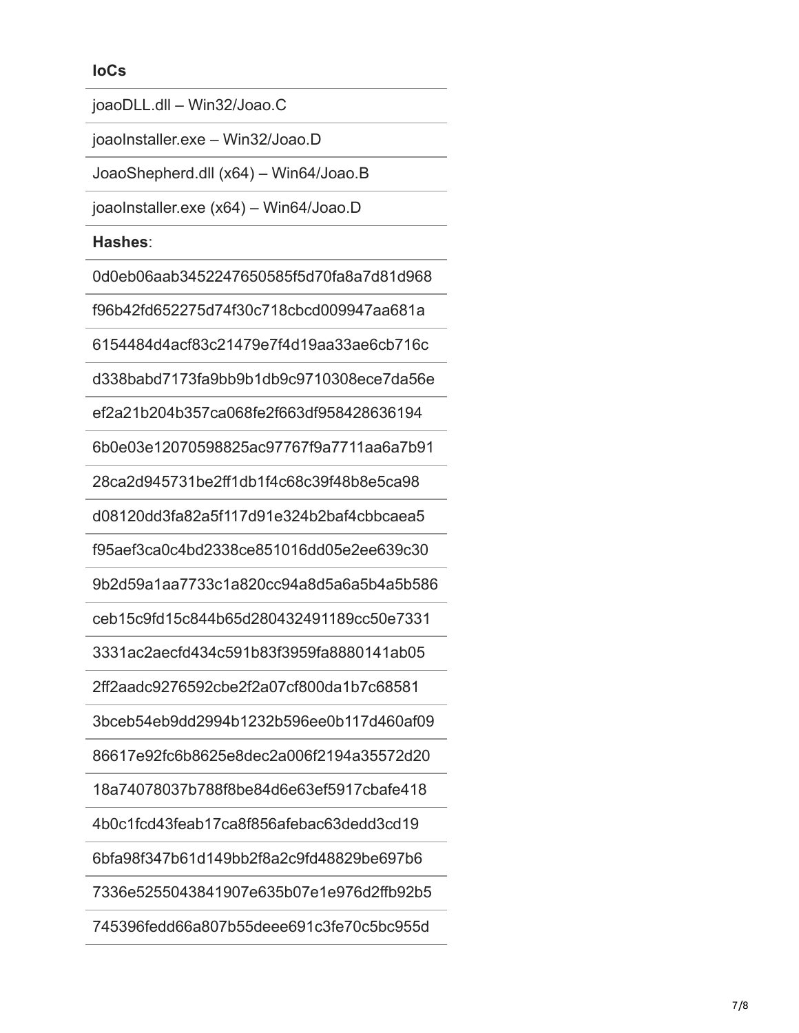**IoCs**

joaoDLL.dll – Win32/Joao.C

joaoInstaller.exe – Win32/Joao.D

JoaoShepherd.dll (x64) – Win64/Joao.B

joaoInstaller.exe (x64) – Win64/Joao.D

**Hashes**:

0d0eb06aab3452247650585f5d70fa8a7d81d968

f96b42fd652275d74f30c718cbcd009947aa681a

6154484d4acf83c21479e7f4d19aa33ae6cb716c

d338babd7173fa9bb9b1db9c9710308ece7da56e

ef2a21b204b357ca068fe2f663df958428636194

6b0e03e12070598825ac97767f9a7711aa6a7b91

28ca2d945731be2ff1db1f4c68c39f48b8e5ca98

d08120dd3fa82a5f117d91e324b2baf4cbbcaea5

f95aef3ca0c4bd2338ce851016dd05e2ee639c30

9b2d59a1aa7733c1a820cc94a8d5a6a5b4a5b586

ceb15c9fd15c844b65d280432491189cc50e7331

3331ac2aecfd434c591b83f3959fa8880141ab05

2ff2aadc9276592cbe2f2a07cf800da1b7c68581

3bceb54eb9dd2994b1232b596ee0b117d460af09

86617e92fc6b8625e8dec2a006f2194a35572d20

18a74078037b788f8be84d6e63ef5917cbafe418

4b0c1fcd43feab17ca8f856afebac63dedd3cd19

6bfa98f347b61d149bb2f8a2c9fd48829be697b6

7336e5255043841907e635b07e1e976d2ffb92b5

745396fedd66a807b55deee691c3fe70c5bc955d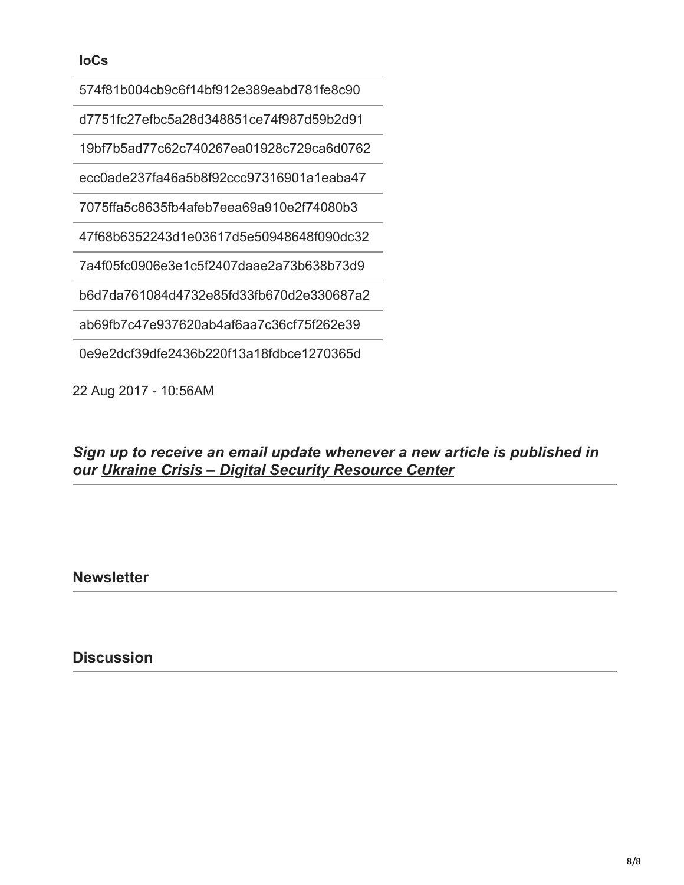**IoCs**

| |
|---|
| 574f81b004cb9c6f14bf912e389eabd781fe8c90 |
| d7751fc27efbc5a28d348851ce74f987d59b2d91 |
| 19bf7b5ad77c62c740267ea01928c729ca6d0762 |
| ecc0ade237fa46a5b8f92ccc97316901a1eaba47 |
| 7075ffa5c8635fb4afeb7eea69a910e2f74080b3 |
| 47f68b6352243d1e03617d5e50948648f090dc32 |
| 7a4f05fc0906e3e1c5f2407daae2a73b638b73d9 |
| b6d7da761084d4732e85fd33fb670d2e330687a2 |
| ab69fb7c47e937620ab4af6aa7c36cf75f262e39 |
| 0e9e2dcf39dfe2436b220f13a18fdbce1270365d |

22 Aug 2017 - 10:56AM

***Sign up to receive an email update whenever a new article is published in our Ukraine Crisis – Digital Security Resource Center***

## Newsletter

## Discussion